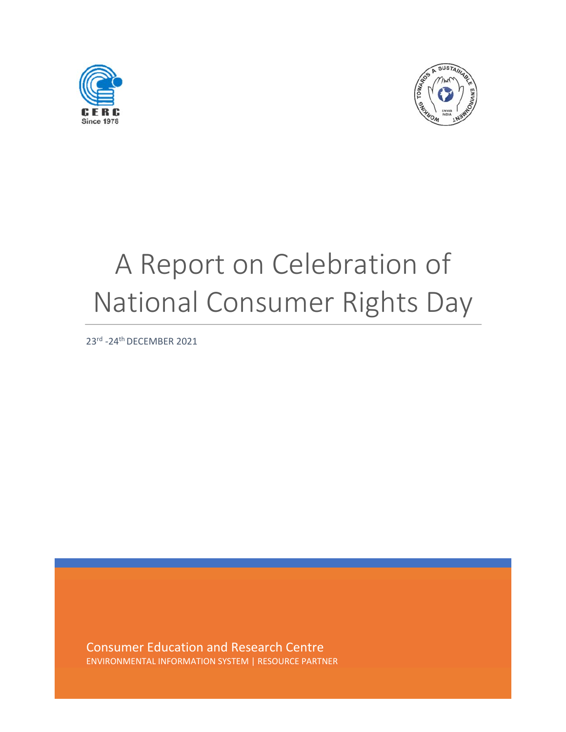# A Report on Celebration of National Consumer Rights Day

23rd -24th DECEMBER 2021

Consumer Education and Research Centre

ENVIRONMENTAL INFORMATION SYSTEM | RESOURCE PARTNER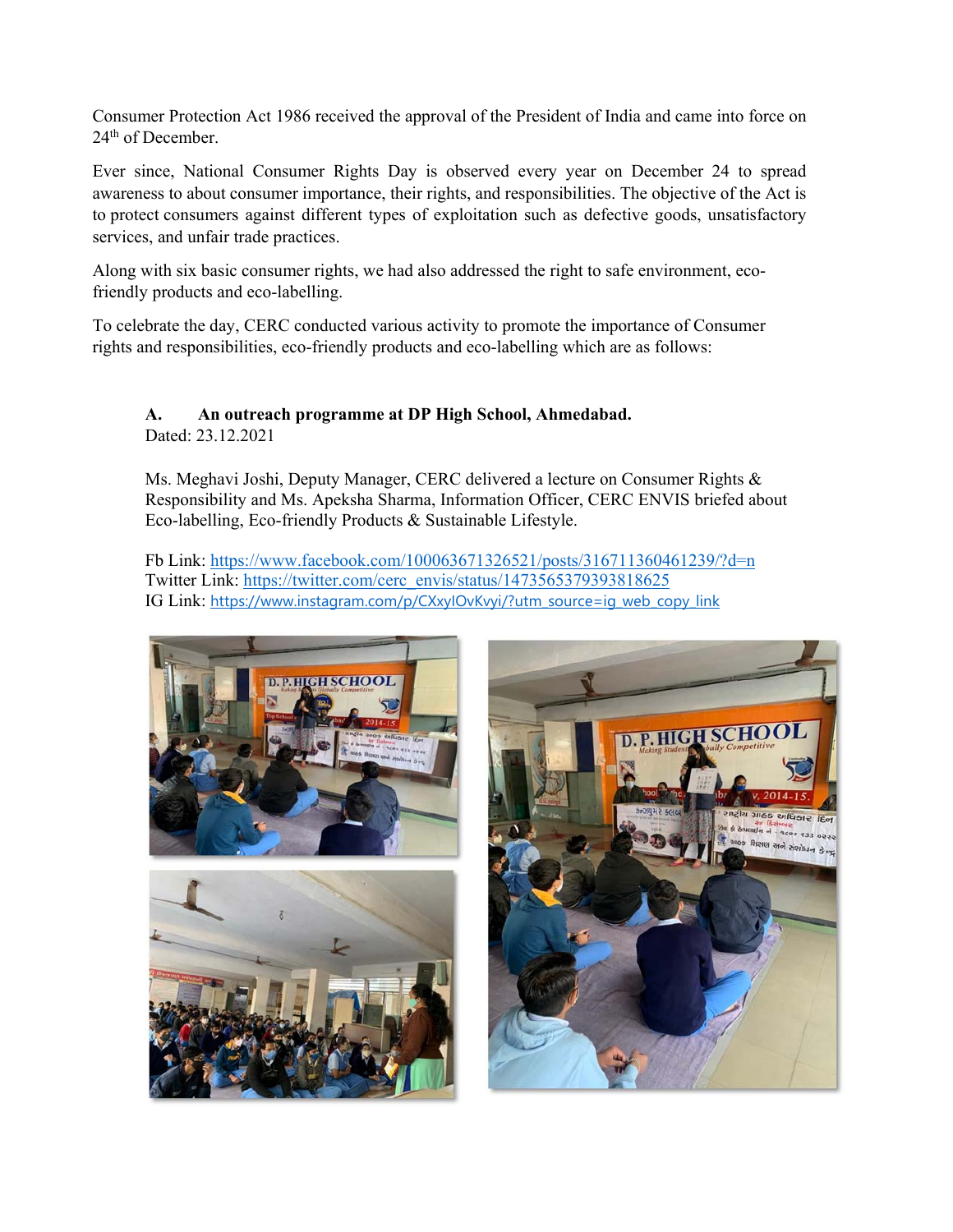Consumer Protection Act 1986 received the approval of the President of India and came into force on 24th of December.

Ever since, National Consumer Rights Day is observed every year on December 24 to spread awareness to about consumer importance, their rights, and responsibilities. The objective of the Act is to protect consumers against different types of exploitation such as defective goods, unsatisfactory services, and unfair trade practices.

Along with six basic consumer rights, we had also addressed the right to safe environment, eco-friendly products and eco-labelling.

To celebrate the day, CERC conducted various activity to promote the importance of Consumer rights and responsibilities, eco-friendly products and eco-labelling which are as follows:

**A. An outreach programme at DP High School, Ahmedabad.**
Dated: 23.12.2021

Ms. Meghavi Joshi, Deputy Manager, CERC delivered a lecture on Consumer Rights & Responsibility and Ms. Apeksha Sharma, Information Officer, CERC ENVIS briefed about Eco-labelling, Eco-friendly Products & Sustainable Lifestyle.

Fb Link: https://www.facebook.com/100063671326521/posts/316711360461239/?d=n
Twitter Link: https://twitter.com/cerc_envis/status/1473565379393818625
IG Link: https://www.instagram.com/p/CXxylOvKvyi/?utm_source=ig_web_copy_link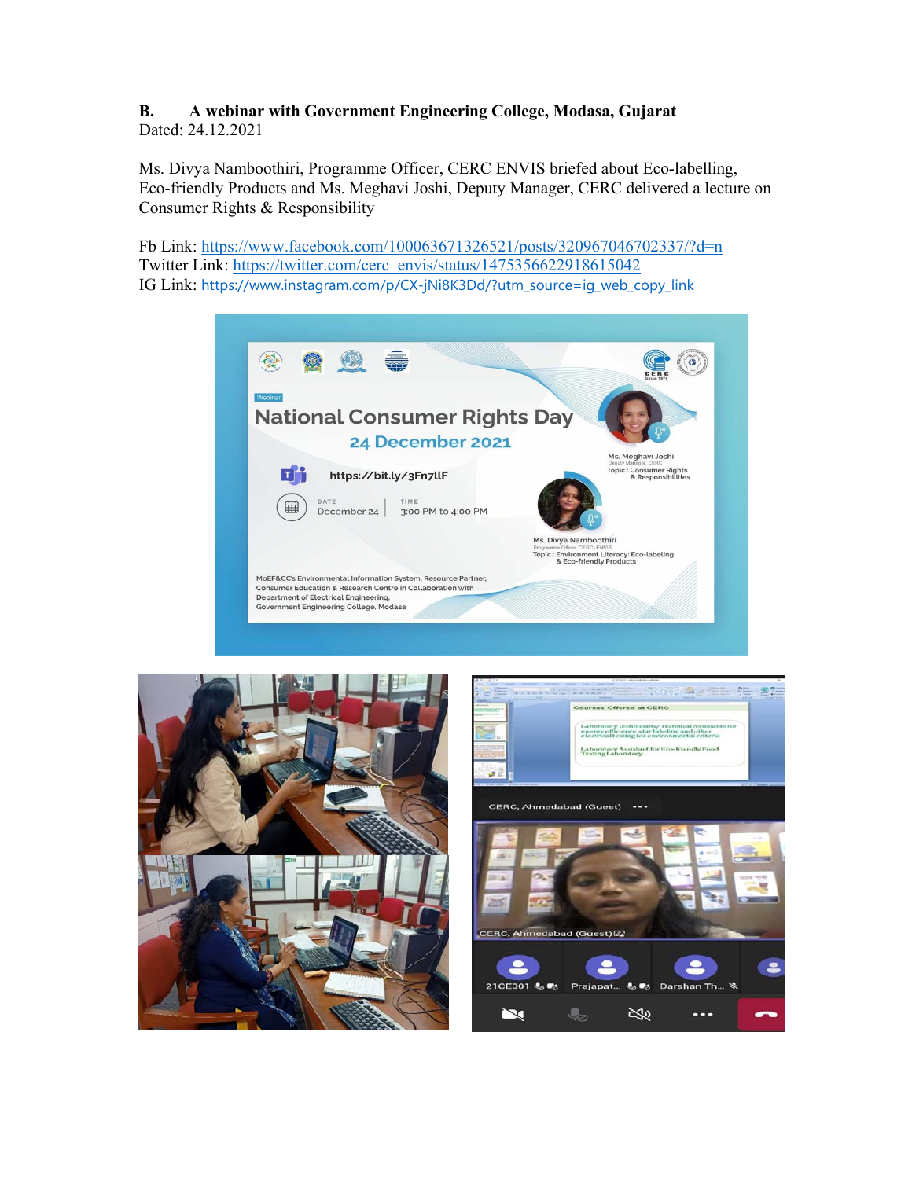**B. A webinar with Government Engineering College, Modasa, Gujarat**
Dated: 24.12.2021

Ms. Divya Namboothiri, Programme Officer, CERC ENVIS briefed about Eco-labelling, Eco-friendly Products and Ms. Meghavi Joshi, Deputy Manager, CERC delivered a lecture on Consumer Rights & Responsibility

Fb Link: https://www.facebook.com/100063671326521/posts/320967046702337/?d=n
Twitter Link: https://twitter.com/cerc_envis/status/1475356622918615042
IG Link: https://www.instagram.com/p/CX-jNi8K3Dd/?utm_source=ig_web_copy_link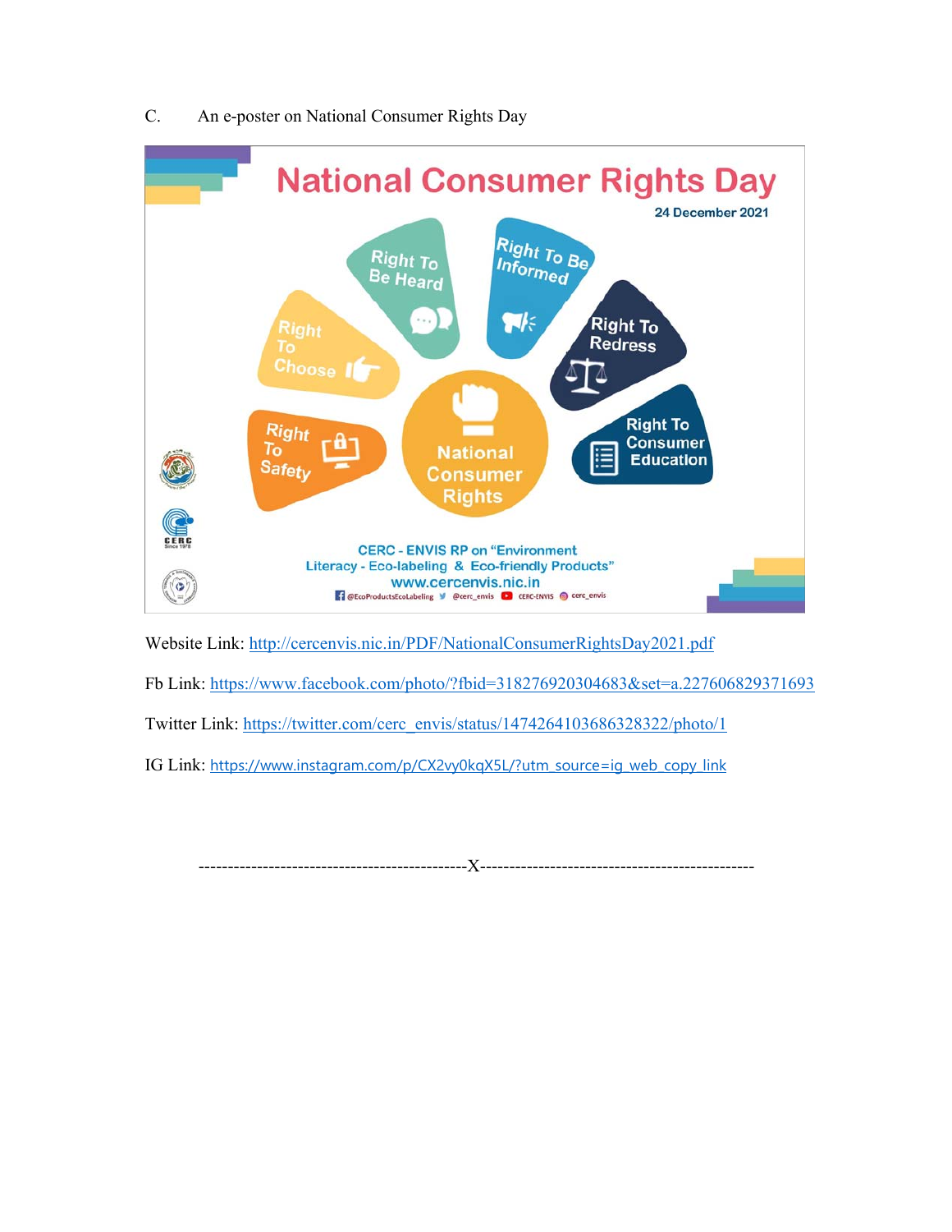C. An e-poster on National Consumer Rights Day

National Consumer Rights Day

24 December 2021

Right To Be Heard

Right To Be Informed

Right To Choose

Right To Redress

Right To Safety

National Consumer Rights

Right To Consumer Education

CERC - ENVIS RP on "Environment Literacy - Eco-labeling & Eco-friendly Products"

www.cercenvis.nic.in

@EcoProductsEcoLabeling @cerc_envis CERC-ENVIS cerc_envis

Website Link: http://cercenvis.nic.in/PDF/NationalConsumerRightsDay2021.pdf

Fb Link: https://www.facebook.com/photo/?fbid=318276920304683&set=a.227606829371693

Twitter Link: https://twitter.com/cerc_envis/status/1474264103686328322/photo/1

IG Link: https://www.instagram.com/p/CX2vy0kqX5L/?utm_source=ig_web_copy_link

---------------------------------------------X---------------------------------------------